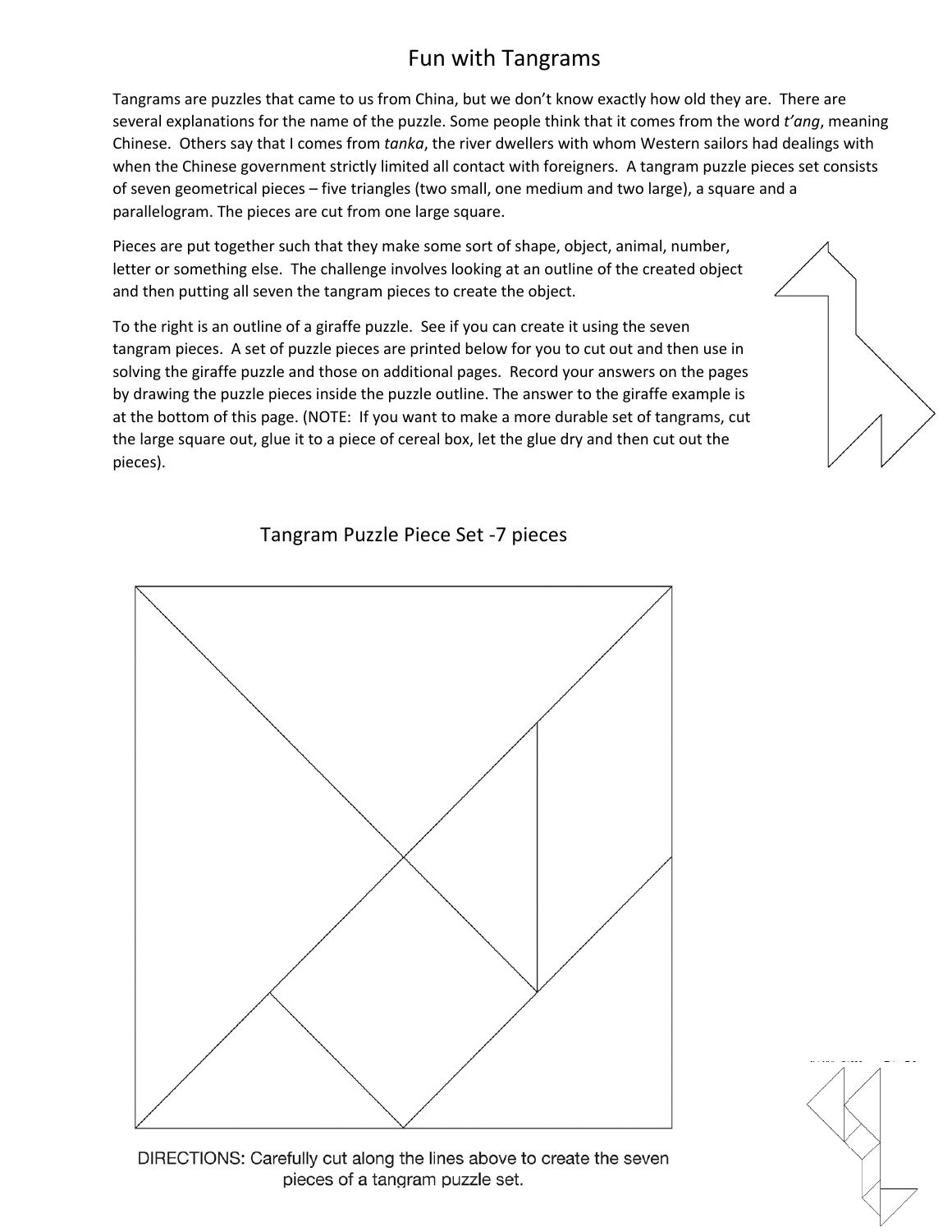# Fun with Tangrams

Tangrams are puzzles that came to us from China, but we don't know exactly how old they are. There are several explanations for the name of the puzzle. Some people think that it comes from the word *t'ang*, meaning Chinese. Others say that I comes from *tanka*, the river dwellers with whom Western sailors had dealings with when the Chinese government strictly limited all contact with foreigners. A tangram puzzle pieces set consists of seven geometrical pieces – five triangles (two small, one medium and two large), a square and a parallelogram. The pieces are cut from one large square.

Pieces are put together such that they make some sort of shape, object, animal, number, letter or something else. The challenge involves looking at an outline of the created object and then putting all seven the tangram pieces to create the object.

To the right is an outline of a giraffe puzzle. See if you can create it using the seven tangram pieces. A set of puzzle pieces are printed below for you to cut out and then use in solving the giraffe puzzle and those on additional pages. Record your answers on the pages by drawing the puzzle pieces inside the puzzle outline. The answer to the giraffe example is at the bottom of this page. (NOTE: If you want to make a more durable set of tangrams, cut the large square out, glue it to a piece of cereal box, let the glue dry and then cut out the pieces).

## Tangram Puzzle Piece Set -7 pieces

DIRECTIONS: Carefully cut along the lines above to create the seven pieces of a tangram puzzle set.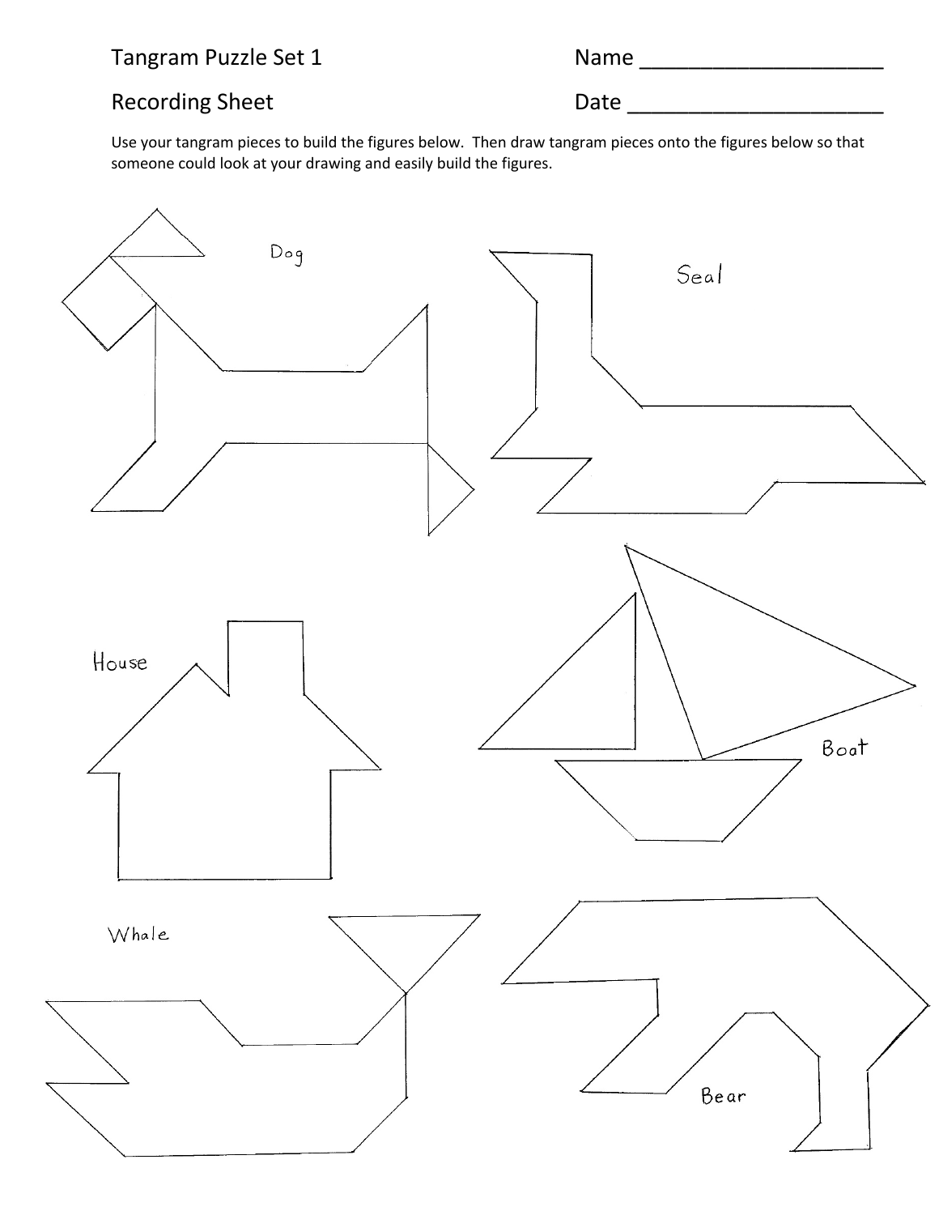Tangram Puzzle Set 1 Name ____________________

Recording Sheet Date _____________________

Use your tangram pieces to build the figures below. Then draw tangram pieces onto the figures below so that someone could look at your drawing and easily build the figures.

Dog

Seal

House

Boat

Whale

Bear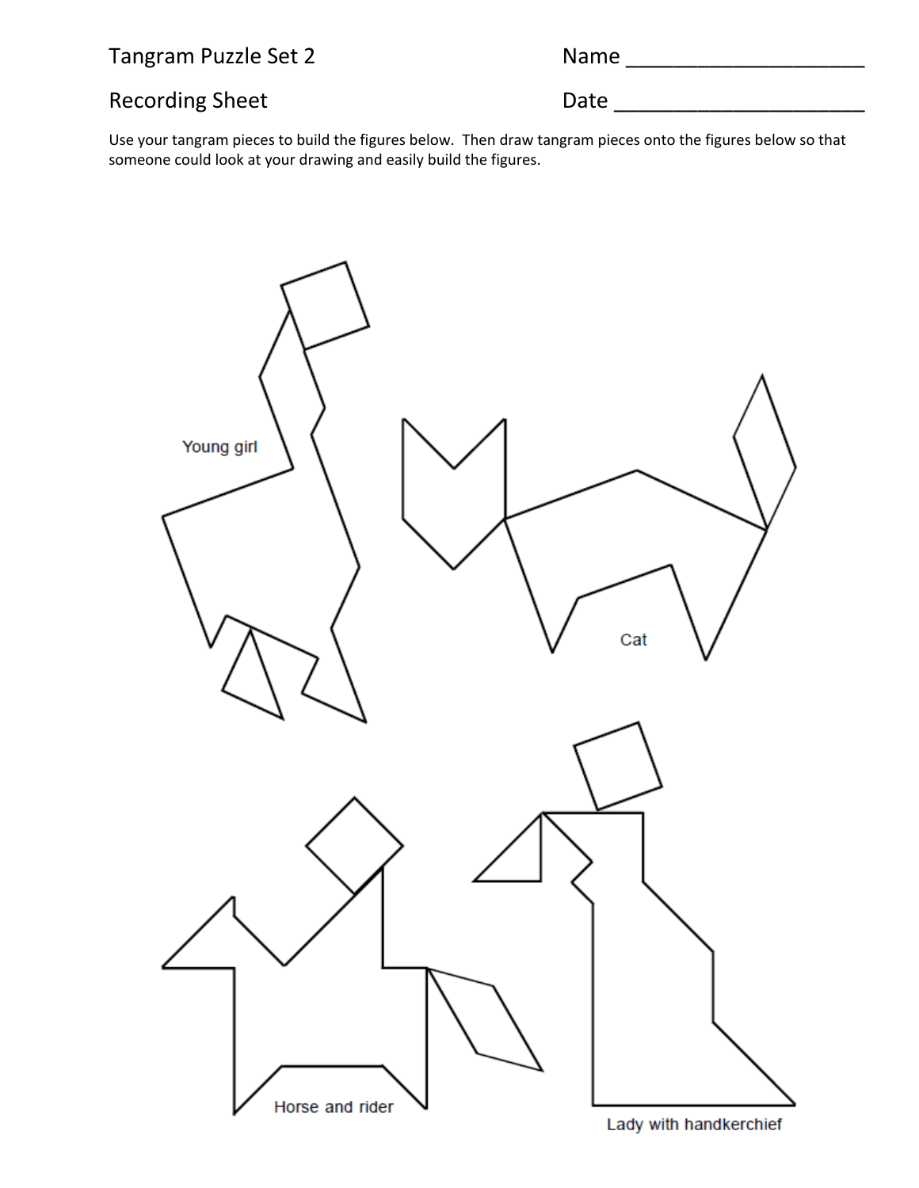Tangram Puzzle Set 2

Recording Sheet

Name ____________________

Date _____________________

Use your tangram pieces to build the figures below. Then draw tangram pieces onto the figures below so that someone could look at your drawing and easily build the figures.

Young girl

Cat

Horse and rider

Lady with handkerchief